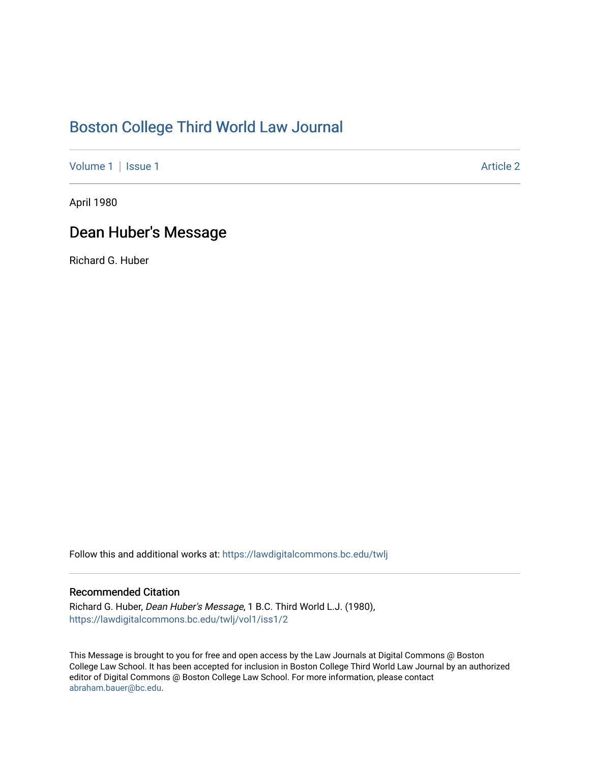# Boston College Third World Law Journal

Volume 1 | Issue 1 Article 2

April 1980

## Dean Huber's Message

Richard G. Huber

Follow this and additional works at: https://lawdigitalcommons.bc.edu/twlj

### Recommended Citation

Richard G. Huber, *Dean Huber's Message*, 1 B.C. Third World L.J. (1980), https://lawdigitalcommons.bc.edu/twlj/vol1/iss1/2

This Message is brought to you for free and open access by the Law Journals at Digital Commons @ Boston College Law School. It has been accepted for inclusion in Boston College Third World Law Journal by an authorized editor of Digital Commons @ Boston College Law School. For more information, please contact abraham.bauer@bc.edu.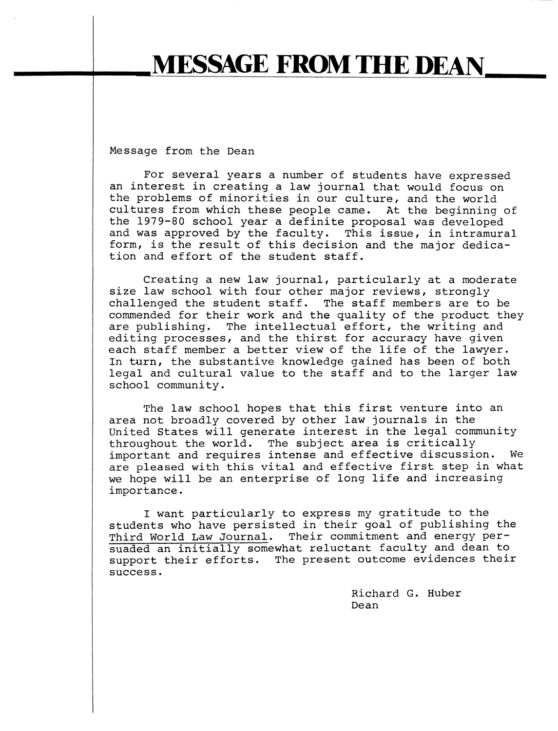# MESSAGE FROM THE DEAN

Message from the Dean

For several years a number of students have expressed an interest in creating a law journal that would focus on the problems of minorities in our culture, and the world cultures from which these people came. At the beginning of the 1979-80 school year a definite proposal was developed and was approved by the faculty. This issue, in intramural form, is the result of this decision and the major dedication and effort of the student staff.

Creating a new law journal, particularly at a moderate size law school with four other major reviews, strongly challenged the student staff. The staff members are to be commended for their work and the quality of the product they are publishing. The intellectual effort, the writing and editing processes, and the thirst for accuracy have given each staff member a better view of the life of the lawyer. In turn, the substantive knowledge gained has been of both legal and cultural value to the staff and to the larger law school community.

The law school hopes that this first venture into an area not broadly covered by other law journals in the United States will generate interest in the legal community throughout the world. The subject area is critically important and requires intense and effective discussion. We are pleased with this vital and effective first step in what we hope will be an enterprise of long life and increasing importance.

I want particularly to express my gratitude to the students who have persisted in their goal of publishing the Third World Law Journal. Their commitment and energy persuaded an initially somewhat reluctant faculty and dean to support their efforts. The present outcome evidences their success.

Richard G. Huber
Dean